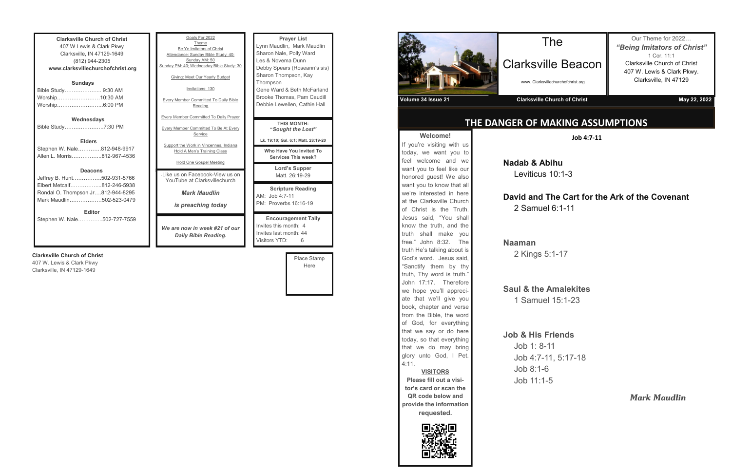**Clarksville Church of Christ**
407 W Lewis & Clark Pkwy
Clarksville, IN 47129-1649
(812) 944-2305
**www.clarksvillechurchofchrist.org**

**Sundays**
Bible Study………………... 9:30 AM
Worship……………………10:30 AM
Worship……………………..6:00 PM

**Wednesdays**
Bible Study…………………7:30 PM

**Elders**
Stephen W. Nale………….812-948-9917
Allen L. Morris……………..812-967-4536

**Deacons**
Jeffrey B. Hunt…………….502-931-5766
Elbert Metcalf……………...812-246-5938
Rondal O. Thompson Jr….812-944-8295
Mark Maudlin………………502-523-0479

**Editor**
Stephen W. Nale………….502-727-7559

Goals For 2022
Theme
Be Ye Imitators of Christ
Attendance: Sunday Bible Study: 40; Sunday AM: 50
Sunday PM: 40; Wednesday Bible Study: 30

Giving: Meet Our Yearly Budget

Invitations: 130

Every Member Committed To Daily Bible Reading

Every Member Committed To Daily Prayer

Every Member Committed To Be At Every Service

Support the Work in Vincennes, Indiana
Hold A Men's Training Class

Hold One Gospel Meeting

-Like us on Facebook-View us on YouTube at Clarksvillechurch

***Mark Maudlin***

***is preaching today***

***We are now in week #21 of our Daily Bible Reading.***

**Prayer List**
Lynn Maudlin, Mark Maudlin
Sharon Nale, Polly Ward
Les & Novema Dunn
Debby Spears (Roseann's sis)
Sharon Thompson, Kay Thompson
Gene Ward & Beth McFarland
Brooke Thomas, Pam Caudill
Debbie Lewellen, Cathie Hall

**THIS MONTH:**
**"*Sought the Lost*"**
**Lk. 19:10; Gal. 6:1; Matt. 28:19-20**

**Who Have You Invited To Services This week?**

**Lord's Supper**
Matt. 26:19-29

**Scripture Reading**
AM: Job 4:7-11
PM: Proverbs 16:16-19

**Encouragement Tally**
Invites this month: 4
Invites last month: 44
Visitors YTD: 6

**Clarksville Church of Christ**
407 W. Lewis & Clark Pkwy
Clarksville, IN 47129-1649

Place Stamp Here

# The Clarksville Beacon

www. Clarksvillechurchofchrist.org

Our Theme for 2022…
***"Being Imitators of Christ"***
1 Cor. 11:1
Clarksville Church of Christ
407 W. Lewis & Clark Pkwy.
Clarksville, IN 47129

**Volume 34 Issue 21** | **Clarksville Church of Christ** | **May 22, 2022**

## THE DANGER OF MAKING ASSUMPTIONS

**Job 4:7-11**

### Nadab & Abihu
Leviticus 10:1-3

### David and The Cart for the Ark of the Covenant
2 Samuel 6:1-11

### Naaman
2 Kings 5:1-17

### Saul & the Amalekites
1 Samuel 15:1-23

### Job & His Friends
Job 1: 8-11
Job 4:7-11, 5:17-18
Job 8:1-6
Job 11:1-5

***Mark Maudlin***

**Welcome!**

If you're visiting with us today, we want you to feel welcome and we want you to feel like our honored guest! We also want you to know that all we're interested in here at the Clarksville Church of Christ is the Truth. Jesus said, "You shall know the truth, and the truth shall make you free." John 8:32. The truth He's talking about is God's word. Jesus said, "Sanctify them by thy truth, Thy word is truth." John 17:17. Therefore we hope you'll appreciate that we'll give you book, chapter and verse from the Bible, the word of God, for everything that we say or do here today, so that everything that we do may bring glory unto God, I Pet. 4:11.

**VISITORS**

**Please fill out a visitor's card or scan the QR code below and provide the information requested.**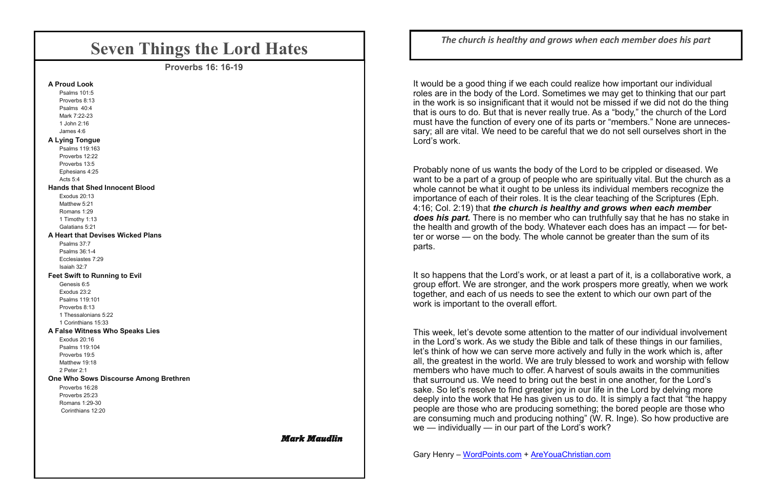# Seven Things the Lord Hates

**Proverbs 16: 16-19**

**A Proud Look**

Psalms 101:5
Proverbs 8:13
Psalms 40:4
Mark 7:22-23
1 John 2:16
James 4:6

**A Lying Tongue**

Psalms 119:163
Proverbs 12:22
Proverbs 13:5
Ephesians 4:25
Acts 5:4

**Hands that Shed Innocent Blood**

Exodus 20:13
Matthew 5:21
Romans 1:29
1 Timothy 1:13
Galatians 5:21

**A Heart that Devises Wicked Plans**

Psalms 37:7
Psalms 36:1-4
Ecclesiastes 7:29
Isaiah 32:7

**Feet Swift to Running to Evil**

Genesis 6:5
Exodus 23:2
Psalms 119:101
Proverbs 8:13
1 Thessalonians 5:22
1 Corinthians 15:33

**A False Witness Who Speaks Lies**

Exodus 20:16
Psalms 119:104
Proverbs 19:5
Matthew 19:18
2 Peter 2:1

**One Who Sows Discourse Among Brethren**

Proverbs 16:28
Proverbs 25:23
Romans 1:29-30
Corinthians 12:20

***Mark Maudlin***

## *The church is healthy and grows when each member does his part*

It would be a good thing if we each could realize how important our individual roles are in the body of the Lord. Sometimes we may get to thinking that our part in the work is so insignificant that it would not be missed if we did not do the thing that is ours to do. But that is never really true. As a "body," the church of the Lord must have the function of every one of its parts or "members." None are unnecessary; all are vital. We need to be careful that we do not sell ourselves short in the Lord's work.

Probably none of us wants the body of the Lord to be crippled or diseased. We want to be a part of a group of people who are spiritually vital. But the church as a whole cannot be what it ought to be unless its individual members recognize the importance of each of their roles. It is the clear teaching of the Scriptures (Eph. 4:16; Col. 2:19) that ***the church is healthy and grows when each member does his part.*** There is no member who can truthfully say that he has no stake in the health and growth of the body. Whatever each does has an impact — for better or worse — on the body. The whole cannot be greater than the sum of its parts.

It so happens that the Lord's work, or at least a part of it, is a collaborative work, a group effort. We are stronger, and the work prospers more greatly, when we work together, and each of us needs to see the extent to which our own part of the work is important to the overall effort.

This week, let's devote some attention to the matter of our individual involvement in the Lord's work. As we study the Bible and talk of these things in our families, let's think of how we can serve more actively and fully in the work which is, after all, the greatest in the world. We are truly blessed to work and worship with fellow members who have much to offer. A harvest of souls awaits in the communities that surround us. We need to bring out the best in one another, for the Lord's sake. So let's resolve to find greater joy in our life in the Lord by delving more deeply into the work that He has given us to do. It is simply a fact that "the happy people are those who are producing something; the bored people are those who are consuming much and producing nothing" (W. R. Inge). So how productive are we — individually — in our part of the Lord's work?

Gary Henry – WordPoints.com + AreYouaChristian.com